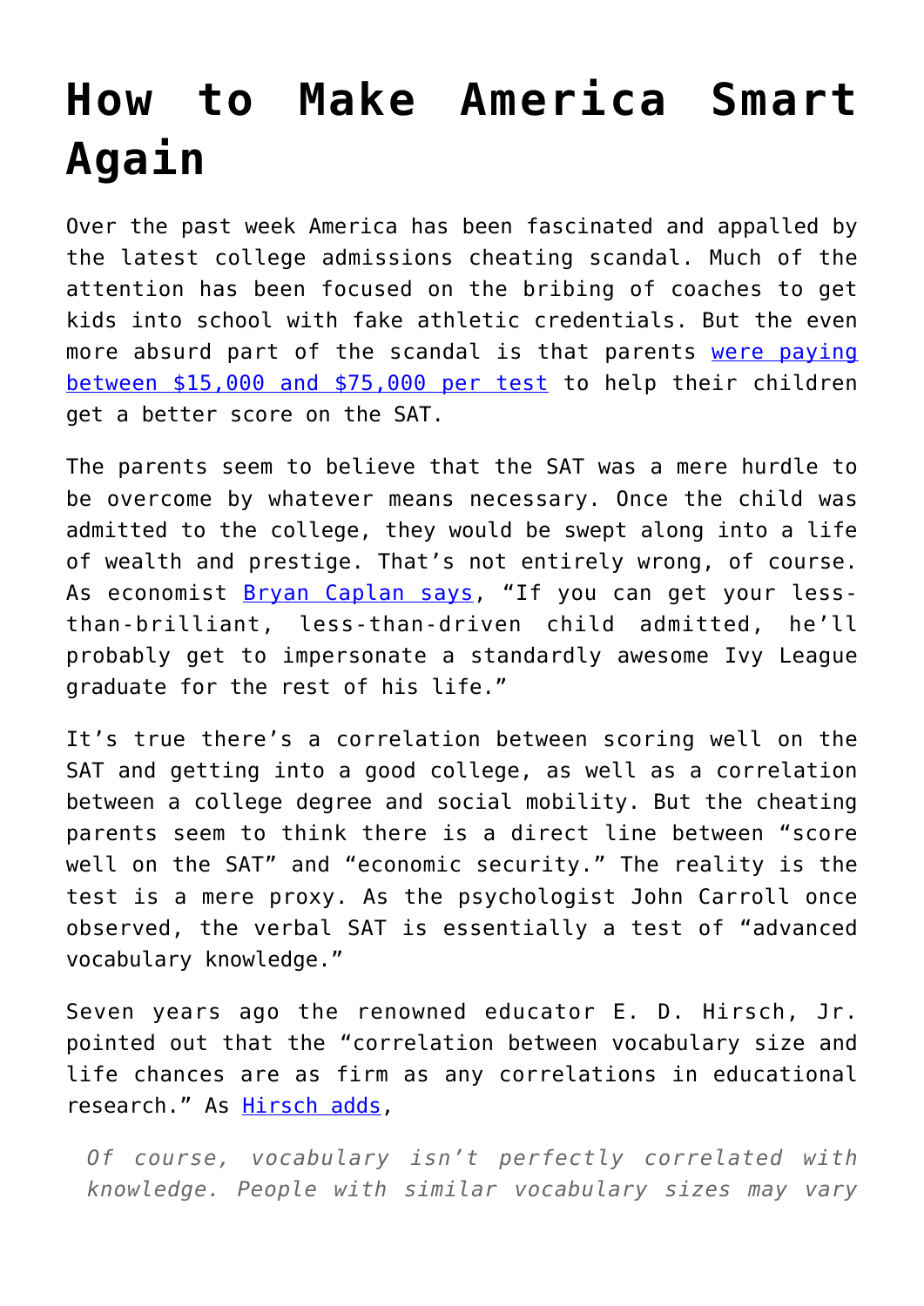# How to Make America Smart Again

Over the past week America has been fascinated and appalled by the latest college admissions cheating scandal. Much of the attention has been focused on the bribing of coaches to get kids into school with fake athletic credentials. But the even more absurd part of the scandal is that parents were paying between $15,000 and $75,000 per test to help their children get a better score on the SAT.

The parents seem to believe that the SAT was a mere hurdle to be overcome by whatever means necessary. Once the child was admitted to the college, they would be swept along into a life of wealth and prestige. That's not entirely wrong, of course. As economist Bryan Caplan says, "If you can get your less-than-brilliant, less-than-driven child admitted, he'll probably get to impersonate a standardly awesome Ivy League graduate for the rest of his life."

It's true there's a correlation between scoring well on the SAT and getting into a good college, as well as a correlation between a college degree and social mobility. But the cheating parents seem to think there is a direct line between "score well on the SAT" and "economic security." The reality is the test is a mere proxy. As the psychologist John Carroll once observed, the verbal SAT is essentially a test of "advanced vocabulary knowledge."

Seven years ago the renowned educator E. D. Hirsch, Jr. pointed out that the "correlation between vocabulary size and life chances are as firm as any correlations in educational research." As Hirsch adds,

> *Of course, vocabulary isn't perfectly correlated with knowledge. People with similar vocabulary sizes may vary*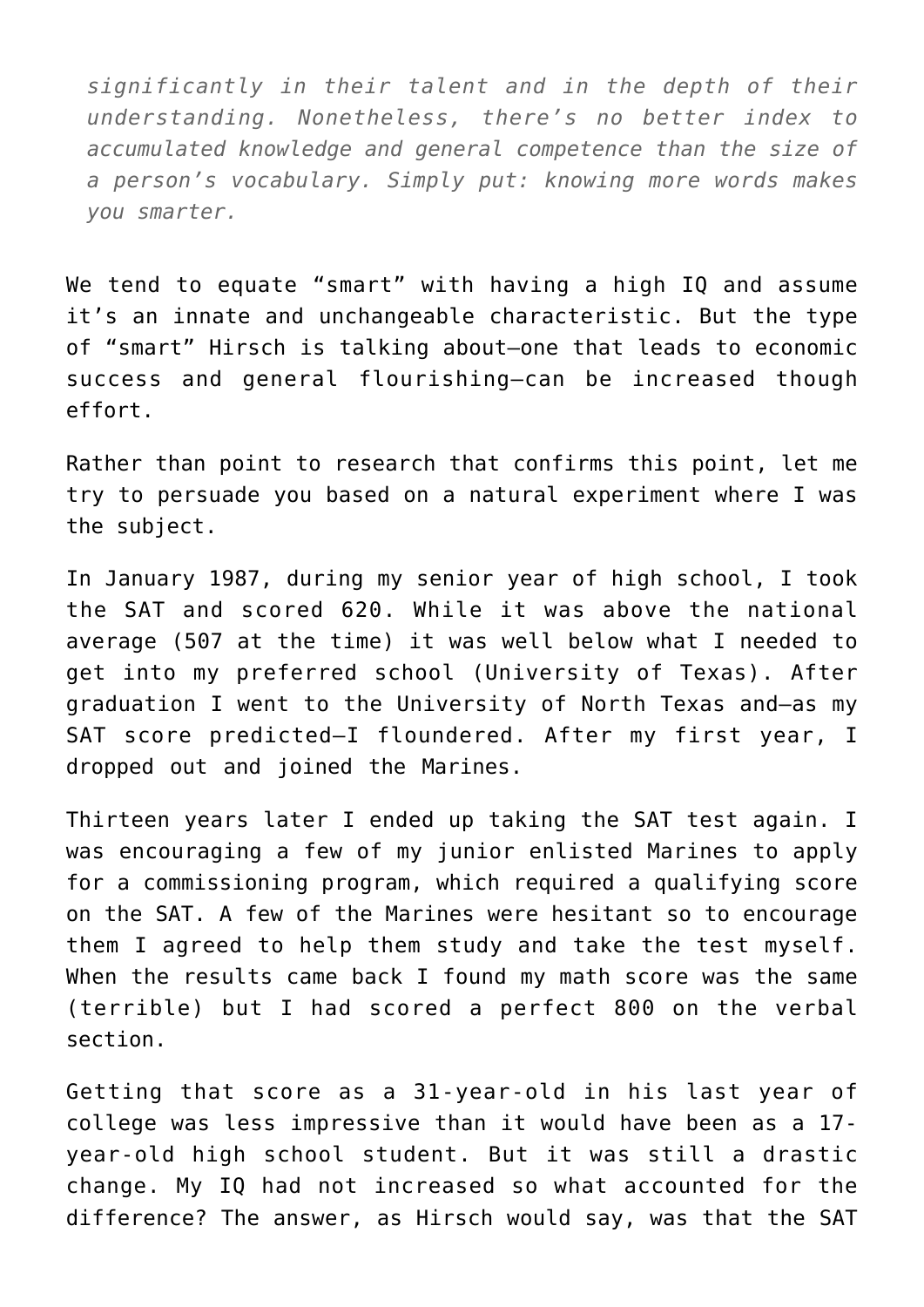*significantly in their talent and in the depth of their understanding. Nonetheless, there's no better index to accumulated knowledge and general competence than the size of a person's vocabulary. Simply put: knowing more words makes you smarter.*

We tend to equate "smart" with having a high IQ and assume it's an innate and unchangeable characteristic. But the type of "smart" Hirsch is talking about—one that leads to economic success and general flourishing—can be increased though effort.

Rather than point to research that confirms this point, let me try to persuade you based on a natural experiment where I was the subject.

In January 1987, during my senior year of high school, I took the SAT and scored 620. While it was above the national average (507 at the time) it was well below what I needed to get into my preferred school (University of Texas). After graduation I went to the University of North Texas and—as my SAT score predicted—I floundered. After my first year, I dropped out and joined the Marines.

Thirteen years later I ended up taking the SAT test again. I was encouraging a few of my junior enlisted Marines to apply for a commissioning program, which required a qualifying score on the SAT. A few of the Marines were hesitant so to encourage them I agreed to help them study and take the test myself. When the results came back I found my math score was the same (terrible) but I had scored a perfect 800 on the verbal section.

Getting that score as a 31-year-old in his last year of college was less impressive than it would have been as a 17-year-old high school student. But it was still a drastic change. My IQ had not increased so what accounted for the difference? The answer, as Hirsch would say, was that the SAT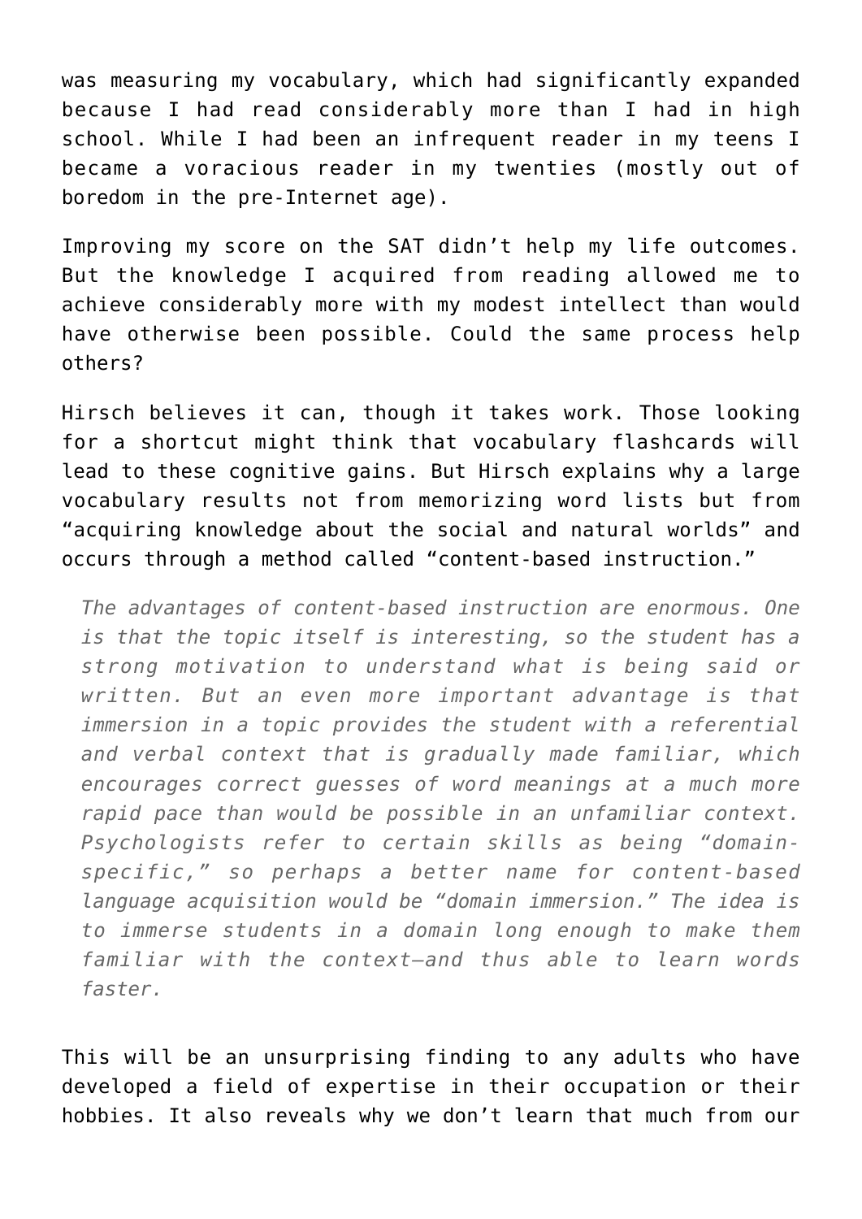was measuring my vocabulary, which had significantly expanded because I had read considerably more than I had in high school. While I had been an infrequent reader in my teens I became a voracious reader in my twenties (mostly out of boredom in the pre-Internet age).

Improving my score on the SAT didn't help my life outcomes. But the knowledge I acquired from reading allowed me to achieve considerably more with my modest intellect than would have otherwise been possible. Could the same process help others?

Hirsch believes it can, though it takes work. Those looking for a shortcut might think that vocabulary flashcards will lead to these cognitive gains. But Hirsch explains why a large vocabulary results not from memorizing word lists but from "acquiring knowledge about the social and natural worlds" and occurs through a method called "content-based instruction."

> *The advantages of content-based instruction are enormous. One is that the topic itself is interesting, so the student has a strong motivation to understand what is being said or written. But an even more important advantage is that immersion in a topic provides the student with a referential and verbal context that is gradually made familiar, which encourages correct guesses of word meanings at a much more rapid pace than would be possible in an unfamiliar context. Psychologists refer to certain skills as being "domain-specific," so perhaps a better name for content-based language acquisition would be "domain immersion." The idea is to immerse students in a domain long enough to make them familiar with the context—and thus able to learn words faster.*

This will be an unsurprising finding to any adults who have developed a field of expertise in their occupation or their hobbies. It also reveals why we don't learn that much from our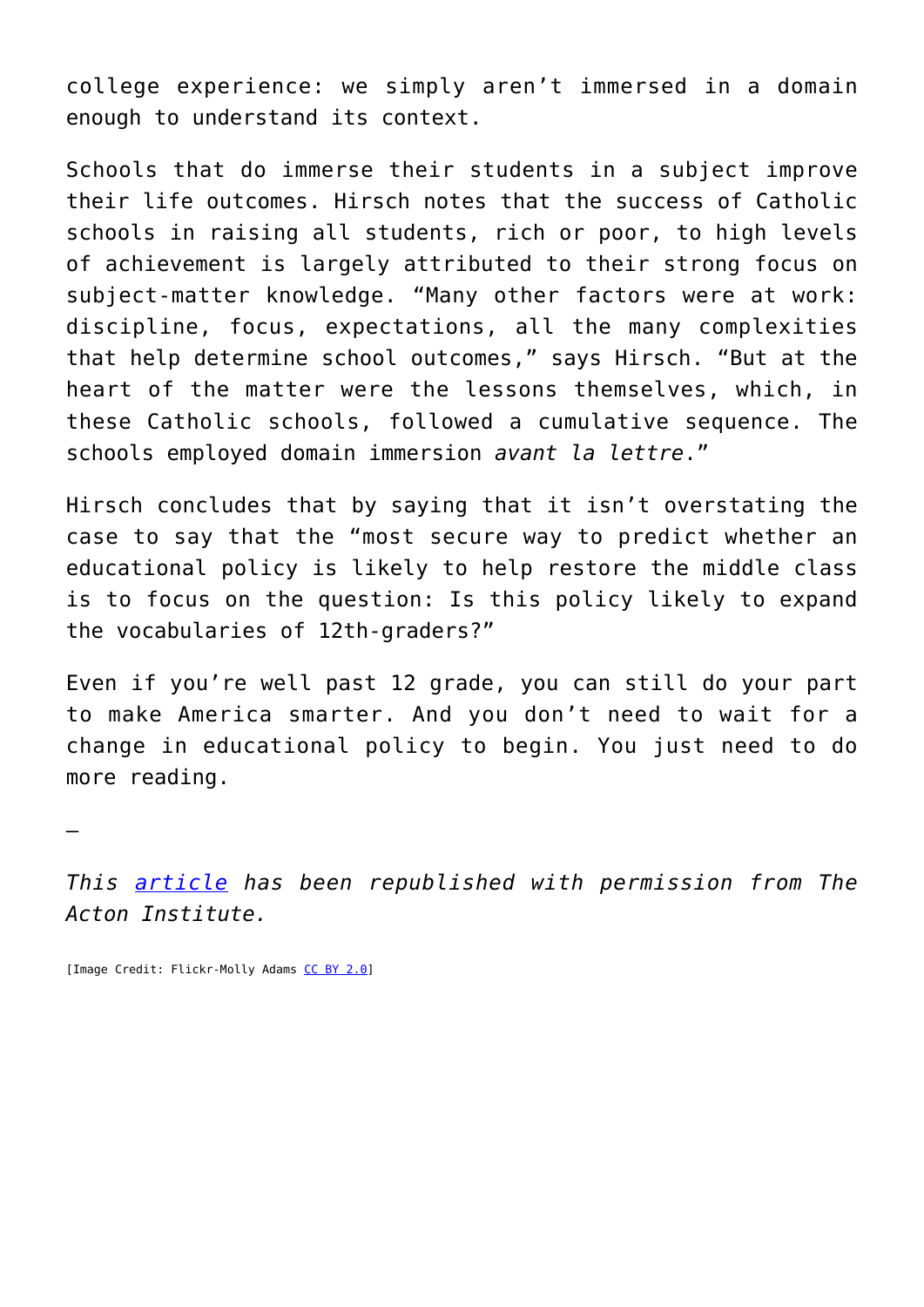college experience: we simply aren't immersed in a domain enough to understand its context.

Schools that do immerse their students in a subject improve their life outcomes. Hirsch notes that the success of Catholic schools in raising all students, rich or poor, to high levels of achievement is largely attributed to their strong focus on subject-matter knowledge. "Many other factors were at work: discipline, focus, expectations, all the many complexities that help determine school outcomes," says Hirsch. "But at the heart of the matter were the lessons themselves, which, in these Catholic schools, followed a cumulative sequence. The schools employed domain immersion *avant la lettre*."

Hirsch concludes that by saying that it isn't overstating the case to say that the "most secure way to predict whether an educational policy is likely to help restore the middle class is to focus on the question: Is this policy likely to expand the vocabularies of 12th-graders?"

Even if you're well past 12 grade, you can still do your part to make America smarter. And you don't need to wait for a change in educational policy to begin. You just need to do more reading.

—

*This article has been republished with permission from The Acton Institute.*

[Image Credit: Flickr-Molly Adams CC BY 2.0]